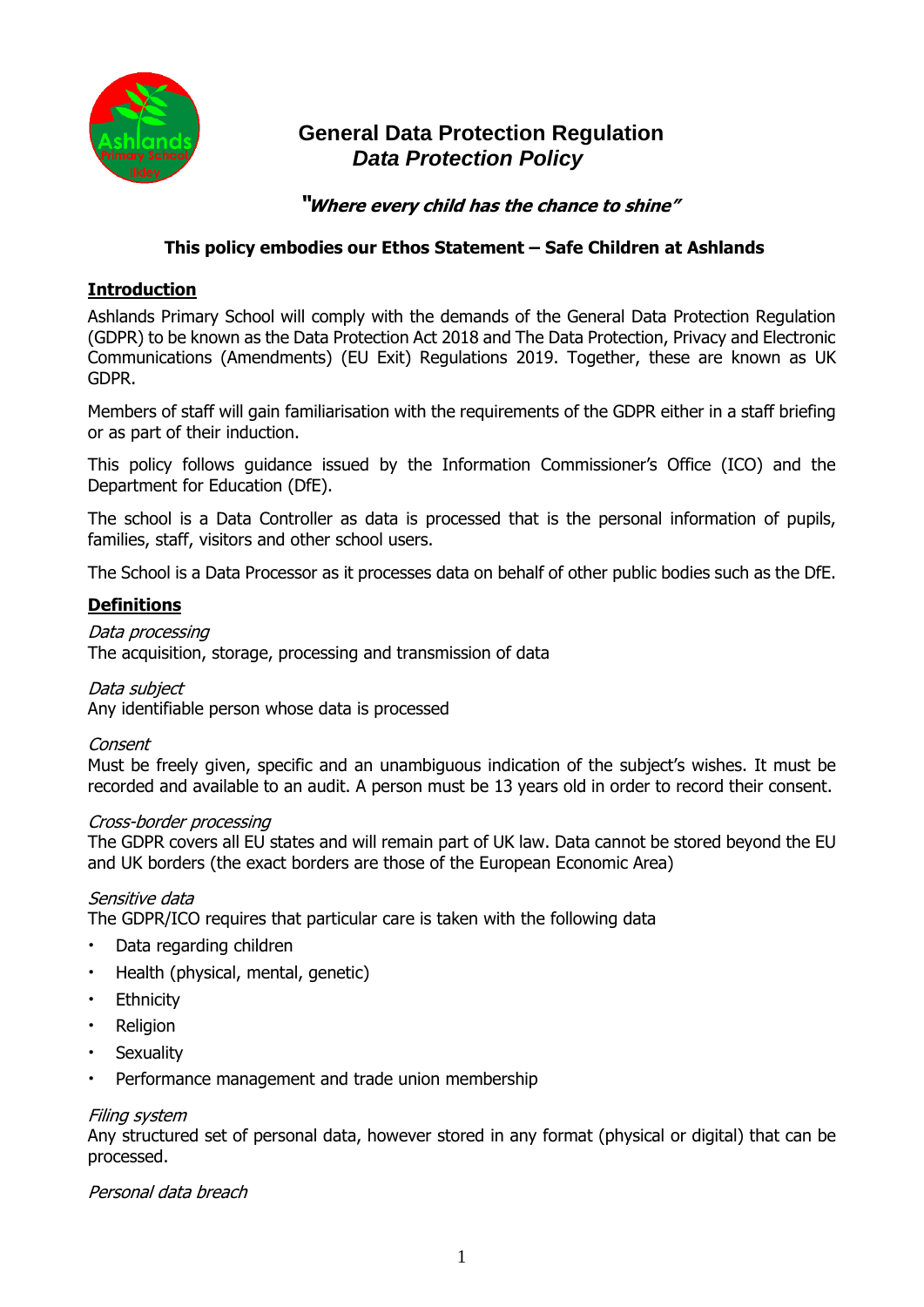# General Data Protection Regulation
## *Data Protection Policy*

***"Where every child has the chance to shine"***

**This policy embodies our Ethos Statement – Safe Children at Ashlands**

## Introduction

Ashlands Primary School will comply with the demands of the General Data Protection Regulation (GDPR) to be known as the Data Protection Act 2018 and The Data Protection, Privacy and Electronic Communications (Amendments) (EU Exit) Regulations 2019. Together, these are known as UK GDPR.

Members of staff will gain familiarisation with the requirements of the GDPR either in a staff briefing or as part of their induction.

This policy follows guidance issued by the Information Commissioner's Office (ICO) and the Department for Education (DfE).

The school is a Data Controller as data is processed that is the personal information of pupils, families, staff, visitors and other school users.

The School is a Data Processor as it processes data on behalf of other public bodies such as the DfE.

## Definitions

*Data processing*
The acquisition, storage, processing and transmission of data

*Data subject*
Any identifiable person whose data is processed

*Consent*
Must be freely given, specific and an unambiguous indication of the subject's wishes. It must be recorded and available to an audit. A person must be 13 years old in order to record their consent.

*Cross-border processing*
The GDPR covers all EU states and will remain part of UK law. Data cannot be stored beyond the EU and UK borders (the exact borders are those of the European Economic Area)

*Sensitive data*
The GDPR/ICO requires that particular care is taken with the following data

- Data regarding children
- Health (physical, mental, genetic)
- Ethnicity
- Religion
- Sexuality
- Performance management and trade union membership

*Filing system*
Any structured set of personal data, however stored in any format (physical or digital) that can be processed.

*Personal data breach*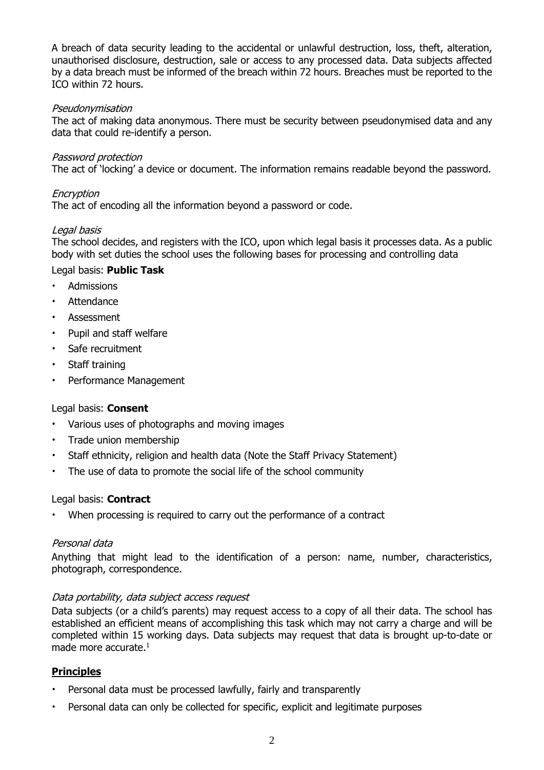A breach of data security leading to the accidental or unlawful destruction, loss, theft, alteration, unauthorised disclosure, destruction, sale or access to any processed data. Data subjects affected by a data breach must be informed of the breach within 72 hours. Breaches must be reported to the ICO within 72 hours.

*Pseudonymisation*

The act of making data anonymous. There must be security between pseudonymised data and any data that could re-identify a person.

*Password protection*

The act of 'locking' a device or document. The information remains readable beyond the password.

*Encryption*

The act of encoding all the information beyond a password or code.

*Legal basis*

The school decides, and registers with the ICO, upon which legal basis it processes data. As a public body with set duties the school uses the following bases for processing and controlling data

Legal basis: **Public Task**

- Admissions
- Attendance
- Assessment
- Pupil and staff welfare
- Safe recruitment
- Staff training
- Performance Management

Legal basis: **Consent**

- Various uses of photographs and moving images
- Trade union membership
- Staff ethnicity, religion and health data (Note the Staff Privacy Statement)
- The use of data to promote the social life of the school community

Legal basis: **Contract**

- When processing is required to carry out the performance of a contract

*Personal data*

Anything that might lead to the identification of a person: name, number, characteristics, photograph, correspondence.

*Data portability, data subject access request*

Data subjects (or a child's parents) may request access to a copy of all their data. The school has established an efficient means of accomplishing this task which may not carry a charge and will be completed within 15 working days. Data subjects may request that data is brought up-to-date or made more accurate.[1]

## **Principles**

- Personal data must be processed lawfully, fairly and transparently
- Personal data can only be collected for specific, explicit and legitimate purposes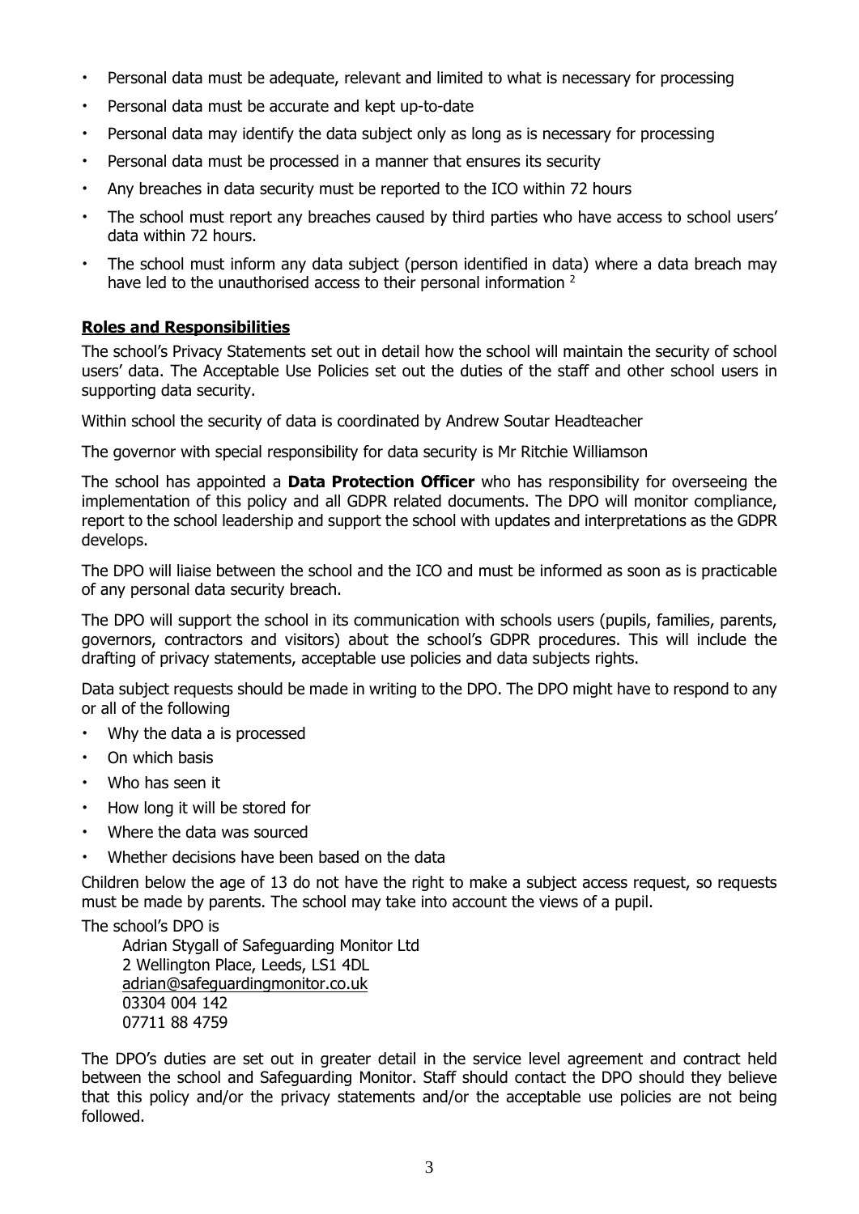- Personal data must be adequate, relevant and limited to what is necessary for processing
- Personal data must be accurate and kept up-to-date
- Personal data may identify the data subject only as long as is necessary for processing
- Personal data must be processed in a manner that ensures its security
- Any breaches in data security must be reported to the ICO within 72 hours
- The school must report any breaches caused by third parties who have access to school users' data within 72 hours.
- The school must inform any data subject (person identified in data) where a data breach may have led to the unauthorised access to their personal information [2]

## Roles and Responsibilities

The school's Privacy Statements set out in detail how the school will maintain the security of school users' data. The Acceptable Use Policies set out the duties of the staff and other school users in supporting data security.

Within school the security of data is coordinated by Andrew Soutar Headteacher

The governor with special responsibility for data security is Mr Ritchie Williamson

The school has appointed a **Data Protection Officer** who has responsibility for overseeing the implementation of this policy and all GDPR related documents. The DPO will monitor compliance, report to the school leadership and support the school with updates and interpretations as the GDPR develops.

The DPO will liaise between the school and the ICO and must be informed as soon as is practicable of any personal data security breach.

The DPO will support the school in its communication with schools users (pupils, families, parents, governors, contractors and visitors) about the school's GDPR procedures. This will include the drafting of privacy statements, acceptable use policies and data subjects rights.

Data subject requests should be made in writing to the DPO. The DPO might have to respond to any or all of the following

- Why the data a is processed
- On which basis
- Who has seen it
- How long it will be stored for
- Where the data was sourced
- Whether decisions have been based on the data

Children below the age of 13 do not have the right to make a subject access request, so requests must be made by parents. The school may take into account the views of a pupil.

The school's DPO is

Adrian Stygall of Safeguarding Monitor Ltd
2 Wellington Place, Leeds, LS1 4DL
adrian@safeguardingmonitor.co.uk
03304 004 142
07711 88 4759

The DPO's duties are set out in greater detail in the service level agreement and contract held between the school and Safeguarding Monitor. Staff should contact the DPO should they believe that this policy and/or the privacy statements and/or the acceptable use policies are not being followed.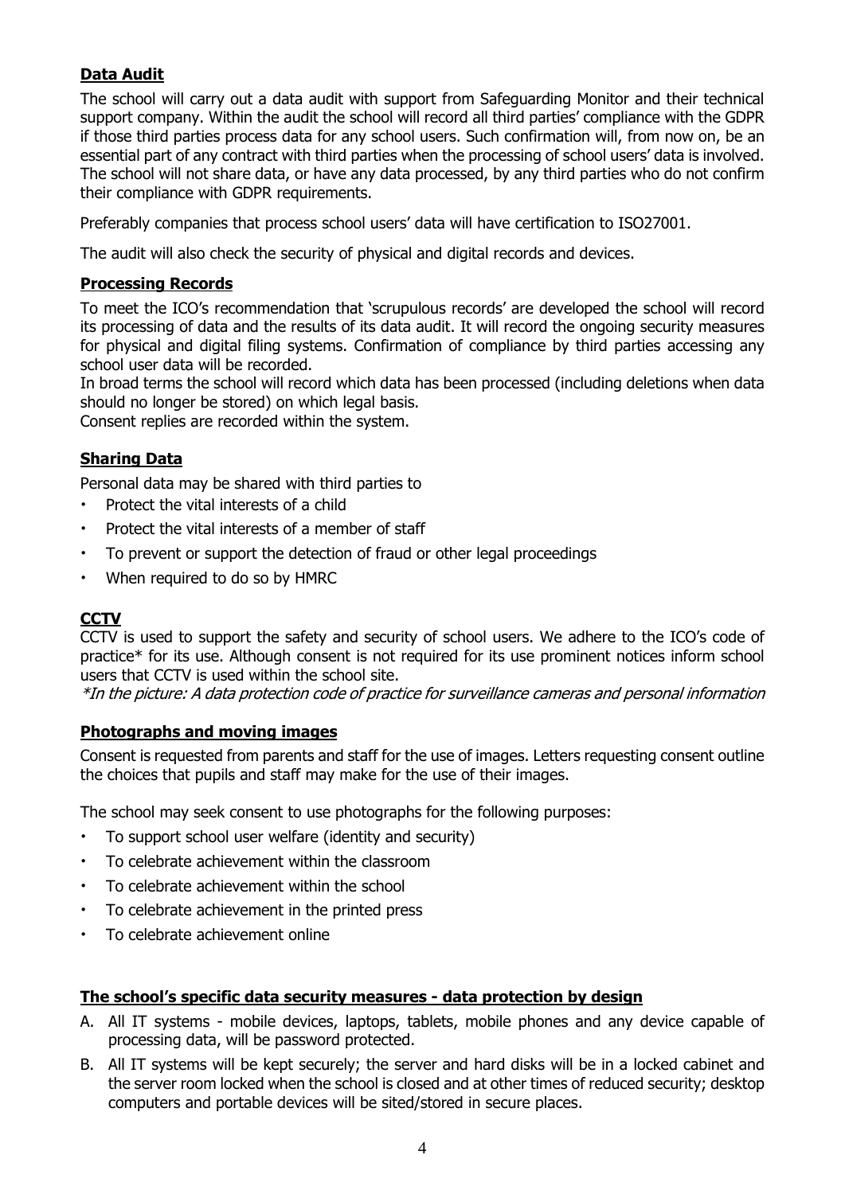## Data Audit

The school will carry out a data audit with support from Safeguarding Monitor and their technical support company. Within the audit the school will record all third parties' compliance with the GDPR if those third parties process data for any school users. Such confirmation will, from now on, be an essential part of any contract with third parties when the processing of school users' data is involved. The school will not share data, or have any data processed, by any third parties who do not confirm their compliance with GDPR requirements.

Preferably companies that process school users' data will have certification to ISO27001.

The audit will also check the security of physical and digital records and devices.

## Processing Records

To meet the ICO's recommendation that 'scrupulous records' are developed the school will record its processing of data and the results of its data audit. It will record the ongoing security measures for physical and digital filing systems. Confirmation of compliance by third parties accessing any school user data will be recorded.

In broad terms the school will record which data has been processed (including deletions when data should no longer be stored) on which legal basis.

Consent replies are recorded within the system.

## Sharing Data

Personal data may be shared with third parties to

- Protect the vital interests of a child
- Protect the vital interests of a member of staff
- To prevent or support the detection of fraud or other legal proceedings
- When required to do so by HMRC

## CCTV

CCTV is used to support the safety and security of school users. We adhere to the ICO's code of practice* for its use. Although consent is not required for its use prominent notices inform school users that CCTV is used within the school site.

*\*In the picture: A data protection code of practice for surveillance cameras and personal information*

## Photographs and moving images

Consent is requested from parents and staff for the use of images. Letters requesting consent outline the choices that pupils and staff may make for the use of their images.

The school may seek consent to use photographs for the following purposes:

- To support school user welfare (identity and security)
- To celebrate achievement within the classroom
- To celebrate achievement within the school
- To celebrate achievement in the printed press
- To celebrate achievement online

## The school's specific data security measures - data protection by design

A. All IT systems - mobile devices, laptops, tablets, mobile phones and any device capable of processing data, will be password protected.

B. All IT systems will be kept securely; the server and hard disks will be in a locked cabinet and the server room locked when the school is closed and at other times of reduced security; desktop computers and portable devices will be sited/stored in secure places.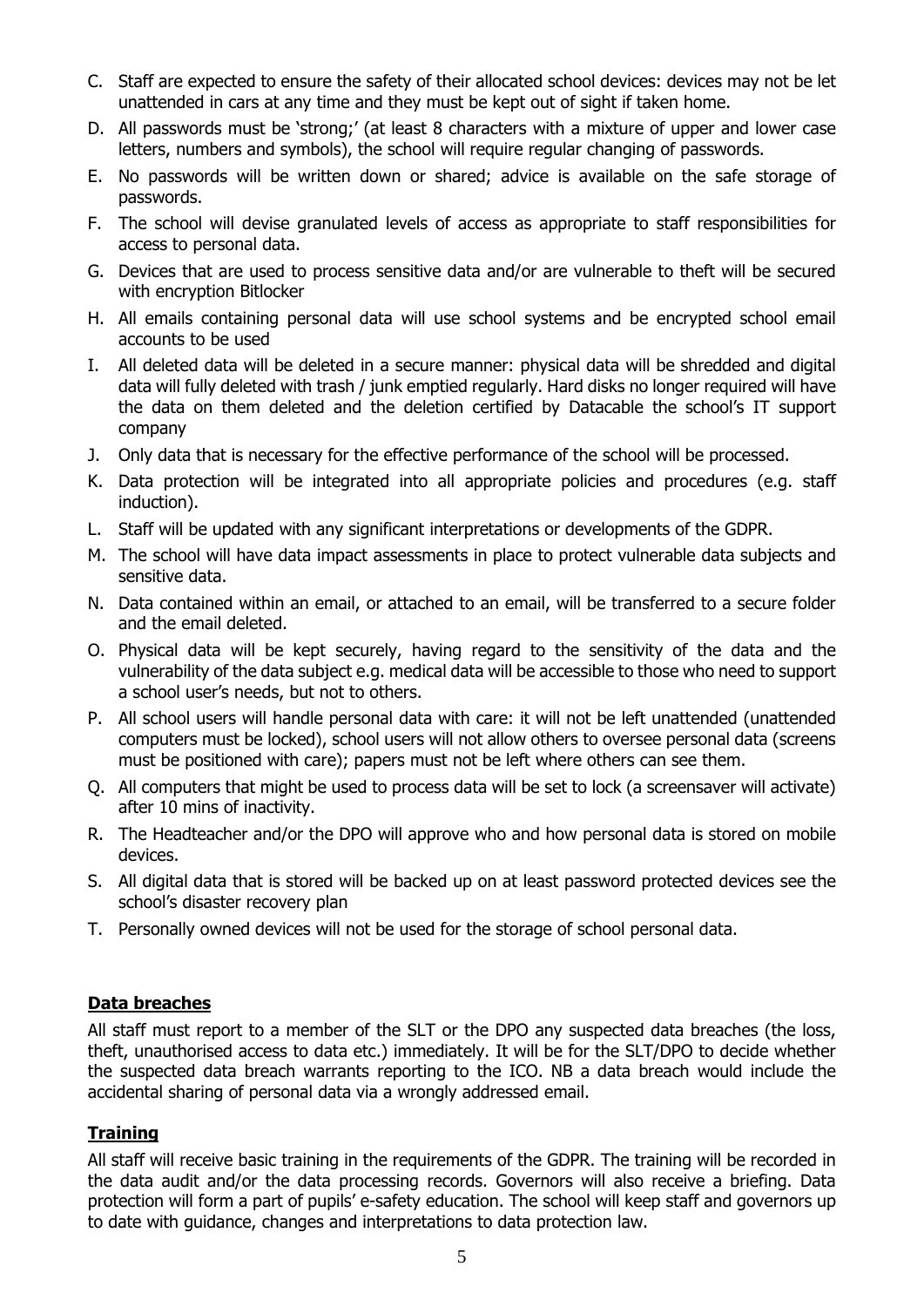C. Staff are expected to ensure the safety of their allocated school devices: devices may not be let unattended in cars at any time and they must be kept out of sight if taken home.
D. All passwords must be 'strong;' (at least 8 characters with a mixture of upper and lower case letters, numbers and symbols), the school will require regular changing of passwords.
E. No passwords will be written down or shared; advice is available on the safe storage of passwords.
F. The school will devise granulated levels of access as appropriate to staff responsibilities for access to personal data.
G. Devices that are used to process sensitive data and/or are vulnerable to theft will be secured with encryption Bitlocker
H. All emails containing personal data will use school systems and be encrypted school email accounts to be used
I. All deleted data will be deleted in a secure manner: physical data will be shredded and digital data will fully deleted with trash / junk emptied regularly. Hard disks no longer required will have the data on them deleted and the deletion certified by Datacable the school's IT support company
J. Only data that is necessary for the effective performance of the school will be processed.
K. Data protection will be integrated into all appropriate policies and procedures (e.g. staff induction).
L. Staff will be updated with any significant interpretations or developments of the GDPR.
M. The school will have data impact assessments in place to protect vulnerable data subjects and sensitive data.
N. Data contained within an email, or attached to an email, will be transferred to a secure folder and the email deleted.
O. Physical data will be kept securely, having regard to the sensitivity of the data and the vulnerability of the data subject e.g. medical data will be accessible to those who need to support a school user's needs, but not to others.
P. All school users will handle personal data with care: it will not be left unattended (unattended computers must be locked), school users will not allow others to oversee personal data (screens must be positioned with care); papers must not be left where others can see them.
Q. All computers that might be used to process data will be set to lock (a screensaver will activate) after 10 mins of inactivity.
R. The Headteacher and/or the DPO will approve who and how personal data is stored on mobile devices.
S. All digital data that is stored will be backed up on at least password protected devices see the school's disaster recovery plan
T. Personally owned devices will not be used for the storage of school personal data.

## Data breaches

All staff must report to a member of the SLT or the DPO any suspected data breaches (the loss, theft, unauthorised access to data etc.) immediately. It will be for the SLT/DPO to decide whether the suspected data breach warrants reporting to the ICO. NB a data breach would include the accidental sharing of personal data via a wrongly addressed email.

## Training

All staff will receive basic training in the requirements of the GDPR. The training will be recorded in the data audit and/or the data processing records. Governors will also receive a briefing. Data protection will form a part of pupils' e-safety education. The school will keep staff and governors up to date with guidance, changes and interpretations to data protection law.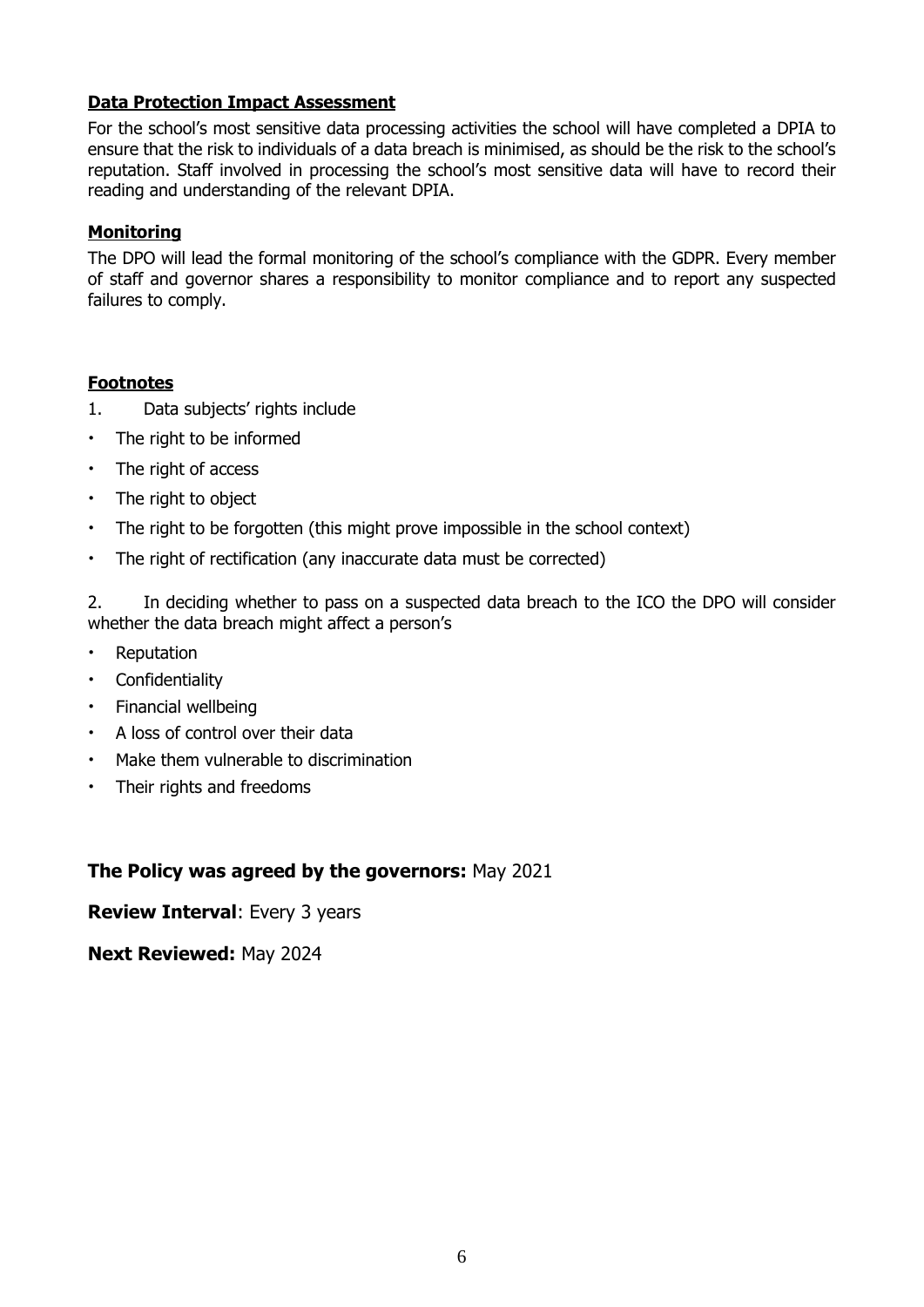**Data Protection Impact Assessment**

For the school's most sensitive data processing activities the school will have completed a DPIA to ensure that the risk to individuals of a data breach is minimised, as should be the risk to the school's reputation. Staff involved in processing the school's most sensitive data will have to record their reading and understanding of the relevant DPIA.

**Monitoring**

The DPO will lead the formal monitoring of the school's compliance with the GDPR. Every member of staff and governor shares a responsibility to monitor compliance and to report any suspected failures to comply.

**Footnotes**

1. Data subjects' rights include

- The right to be informed
- The right of access
- The right to object
- The right to be forgotten (this might prove impossible in the school context)
- The right of rectification (any inaccurate data must be corrected)

2. In deciding whether to pass on a suspected data breach to the ICO the DPO will consider whether the data breach might affect a person's

- Reputation
- Confidentiality
- Financial wellbeing
- A loss of control over their data
- Make them vulnerable to discrimination
- Their rights and freedoms

**The Policy was agreed by the governors:** May 2021

**Review Interval**: Every 3 years

**Next Reviewed:** May 2024